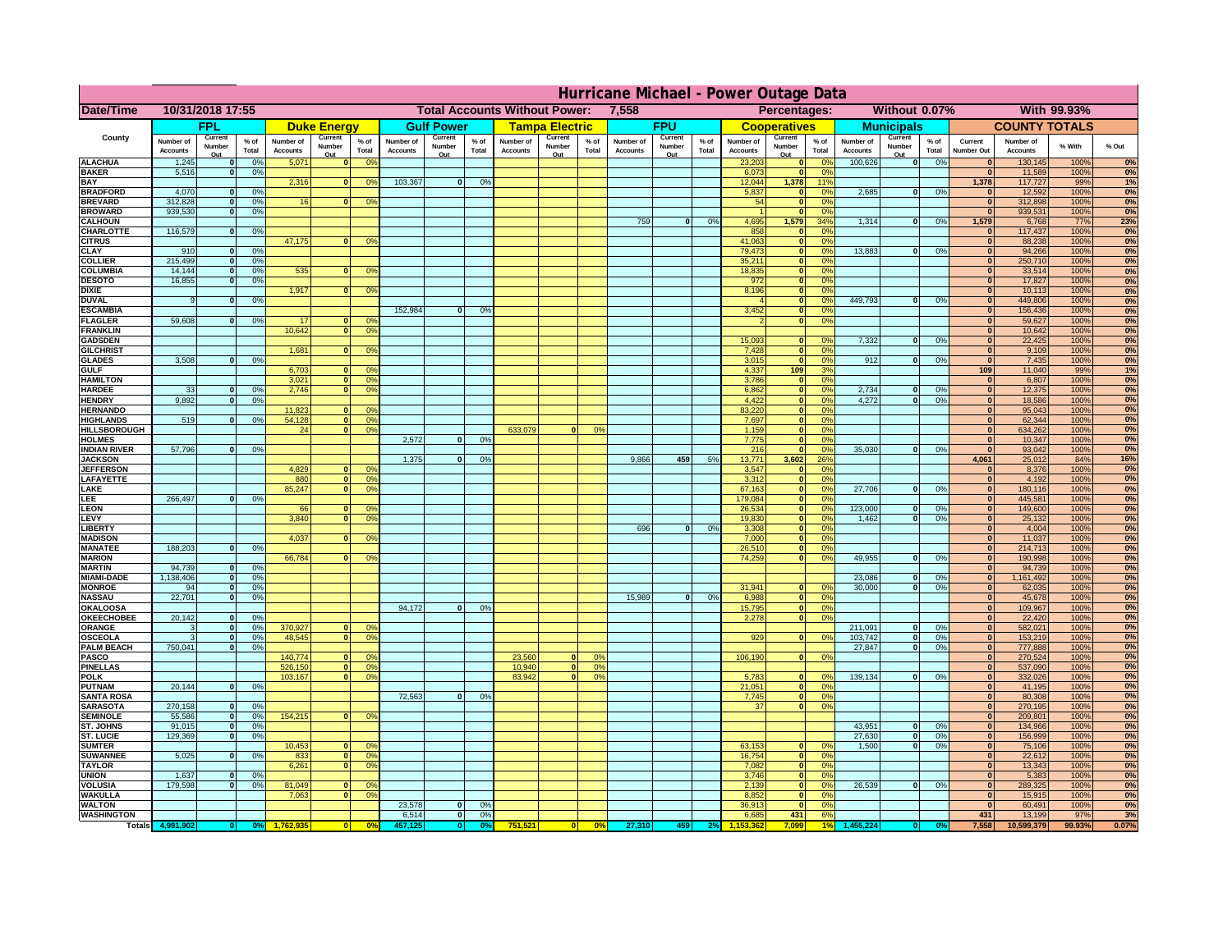# Hurricane Michael - Power Outage Data

| Date/Time | 10/31/2018 17:55 | | | | | | Total Accounts Without Power: | | | 7,558 | | | | | | Percentages: | | | Without 0.07% | | | With 99.93% | | | |
|---|---|---|---|---|---|---|---|---|---|---|---|---|---|---|---|---|---|---|---|---|---|---|---|---|---|
| County | FPL | | | Duke Energy | | | Gulf Power | | | Tampa Electric | | | FPU | | | Cooperatives | | | Municipals | | | COUNTY TOTALS | | | |
| | Number of Accounts | Current Number Out | % of Total | Number of Accounts | Current Number Out | % of Total | Number of Accounts | Current Number Out | % of Total | Number of Accounts | Current Number Out | % of Total | Number of Accounts | Current Number Out | % of Total | Number of Accounts | Current Number Out | % of Total | Number of Accounts | Current Number Out | % of Total | Current Number Out | Number of Accounts | % With | % Out |
| ALACHUA | 1,245 | 0 | 0% | 5,071 | 0 | 0% | | | | | | | | | | 23,203 | 0 | 0% | 100,626 | 0 | 0% | 0 | 130,145 | 100% | 0% |
| BAKER | 5,516 | 0 | 0% | | | | | | | | | | | | | 6,073 | 0 | 0% | | | | 0 | 11,589 | 100% | 0% |
| BAY | | | | 2,316 | 0 | 0% | 103,367 | 0 | 0% | | | | | | | 12,044 | 1,378 | 11% | | | | 1,378 | 117,727 | 99% | 1% |
| BRADFORD | 4,070 | 0 | 0% | | | | | | | | | | | | | 5,837 | 0 | 0% | 2,685 | 0 | 0% | 0 | 12,592 | 100% | 0% |
| BREVARD | 312,828 | 0 | 0% | 16 | 0 | 0% | | | | | | | | | | 54 | 0 | 0% | | | | 0 | 312,898 | 100% | 0% |
| BROWARD | 939,530 | 0 | 0% | | | | | | | | | | | | | 1 | 0 | 0% | | | | 0 | 939,531 | 100% | 0% |
| CALHOUN | | | | | | | | | | | | | 759 | 0 | 0% | 4,695 | 1,579 | 34% | 1,314 | 0 | 0% | 1,579 | 6,768 | 77% | 23% |
| CHARLOTTE | 116,579 | 0 | 0% | | | | | | | | | | | | | 858 | 0 | 0% | | | | 0 | 117,437 | 100% | 0% |
| CITRUS | | | | 47,175 | 0 | 0% | | | | | | | | | | 41,063 | 0 | 0% | | | | 0 | 88,238 | 100% | 0% |
| CLAY | 910 | 0 | 0% | | | | | | | | | | | | | 79,473 | 0 | 0% | 13,883 | 0 | 0% | 0 | 94,266 | 100% | 0% |
| COLLIER | 215,499 | 0 | 0% | | | | | | | | | | | | | 35,211 | 0 | 0% | | | | 0 | 250,710 | 100% | 0% |
| COLUMBIA | 14,144 | 0 | 0% | 535 | 0 | 0% | | | | | | | | | | 18,835 | 0 | 0% | | | | 0 | 33,514 | 100% | 0% |
| DESOTO | 16,855 | 0 | 0% | | | | | | | | | | | | | 972 | 0 | 0% | | | | 0 | 17,827 | 100% | 0% |
| DIXIE | | | | 1,917 | 0 | 0% | | | | | | | | | | 8,196 | 0 | 0% | | | | 0 | 10,113 | 100% | 0% |
| DUVAL | 9 | 0 | 0% | | | | | | | | | | | | | 4 | 0 | 0% | 449,793 | 0 | 0% | 0 | 449,806 | 100% | 0% |
| ESCAMBIA | | | | | | | 152,984 | 0 | 0% | | | | | | | 3,452 | 0 | 0% | | | | 0 | 156,436 | 100% | 0% |
| FLAGLER | 59,608 | 0 | 0% | 17 | 0 | 0% | | | | | | | | | | 2 | 0 | 0% | | | | 0 | 59,627 | 100% | 0% |
| FRANKLIN | | | | 10,642 | 0 | 0% | | | | | | | | | | | | | | | | 0 | 10,642 | 100% | 0% |
| GADSDEN | | | | | | | | | | | | | | | | 15,093 | 0 | 0% | 7,332 | 0 | 0% | 0 | 22,425 | 100% | 0% |
| GILCHRIST | | | | 1,681 | 0 | 0% | | | | | | | | | | 7,428 | 0 | 0% | | | | 0 | 9,109 | 100% | 0% |
| GLADES | 3,508 | 0 | 0% | | | | | | | | | | | | | 3,015 | 0 | 0% | 912 | 0 | 0% | 0 | 7,435 | 100% | 0% |
| GULF | | | | 6,703 | 0 | 0% | | | | | | | | | | 4,337 | 109 | 3% | | | | 109 | 11,040 | 99% | 1% |
| HAMILTON | | | | 3,021 | 0 | 0% | | | | | | | | | | 3,786 | 0 | 0% | | | | 0 | 6,807 | 100% | 0% |
| HARDEE | 33 | 0 | 0% | 2,746 | 0 | 0% | | | | | | | | | | 6,862 | 0 | 0% | 2,734 | 0 | 0% | 0 | 12,375 | 100% | 0% |
| HENDRY | 9,892 | 0 | 0% | | | | | | | | | | | | | 4,422 | 0 | 0% | 4,272 | 0 | 0% | 0 | 18,586 | 100% | 0% |
| HERNANDO | | | | 11,823 | 0 | 0% | | | | | | | | | | 83,220 | 0 | 0% | | | | 0 | 95,043 | 100% | 0% |
| HIGHLANDS | 519 | 0 | 0% | 54,128 | 0 | 0% | | | | | | | | | | 7,697 | 0 | 0% | | | | 0 | 62,344 | 100% | 0% |
| HILLSBOROUGH | | | | 24 | 0 | 0% | | | | 633,079 | 0 | 0% | | | | 1,159 | 0 | 0% | | | | 0 | 634,262 | 100% | 0% |
| HOLMES | | | | | | | 2,572 | 0 | 0% | | | | | | | 7,775 | 0 | 0% | | | | 0 | 10,347 | 100% | 0% |
| INDIAN RIVER | 57,796 | 0 | 0% | | | | | | | | | | | | | 216 | 0 | 0% | 35,030 | 0 | 0% | 0 | 93,042 | 100% | 0% |
| JACKSON | | | | | | | 1,375 | 0 | 0% | | | | 9,866 | 459 | 5% | 13,771 | 3,602 | 26% | | | | 4,061 | 25,012 | 84% | 16% |
| JEFFERSON | | | | 4,829 | 0 | 0% | | | | | | | | | | 3,547 | 0 | 0% | | | | 0 | 8,376 | 100% | 0% |
| LAFAYETTE | | | | 880 | 0 | 0% | | | | | | | | | | 3,312 | 0 | 0% | | | | 0 | 4,192 | 100% | 0% |
| LAKE | | | | 85,247 | 0 | 0% | | | | | | | | | | 67,163 | 0 | 0% | 27,706 | 0 | 0% | 0 | 180,116 | 100% | 0% |
| LEE | 266,497 | 0 | 0% | | | | | | | | | | | | | 179,084 | 0 | 0% | | | | 0 | 445,581 | 100% | 0% |
| LEON | | | | 66 | 0 | 0% | | | | | | | | | | 26,534 | 0 | 0% | 123,000 | 0 | 0% | 0 | 149,600 | 100% | 0% |
| LEVY | | | | 3,840 | 0 | 0% | | | | | | | | | | 19,830 | 0 | 0% | 1,462 | 0 | 0% | 0 | 25,132 | 100% | 0% |
| LIBERTY | | | | | | | | | | | | | 696 | 0 | 0% | 3,308 | 0 | 0% | | | | 0 | 4,004 | 100% | 0% |
| MADISON | | | | 4,037 | 0 | 0% | | | | | | | | | | 7,000 | 0 | 0% | | | | 0 | 11,037 | 100% | 0% |
| MANATEE | 188,203 | 0 | 0% | | | | | | | | | | | | | 26,510 | 0 | 0% | | | | 0 | 214,713 | 100% | 0% |
| MARION | | | | 66,784 | 0 | 0% | | | | | | | | | | 74,259 | 0 | 0% | 49,955 | 0 | 0% | 0 | 190,998 | 100% | 0% |
| MARTIN | 94,739 | 0 | 0% | | | | | | | | | | | | | | | | | | | 0 | 94,739 | 100% | 0% |
| MIAMI-DADE | 1,138,406 | 0 | 0% | | | | | | | | | | | | | | | | 23,086 | 0 | 0% | 0 | 1,161,492 | 100% | 0% |
| MONROE | 94 | 0 | 0% | | | | | | | | | | | | | 31,941 | 0 | 0% | 30,000 | 0 | 0% | 0 | 62,035 | 100% | 0% |
| NASSAU | 22,701 | 0 | 0% | | | | | | | | | | 15,989 | 0 | 0% | 6,988 | 0 | 0% | | | | 0 | 45,678 | 100% | 0% |
| OKALOOSA | | | | | | | 94,172 | 0 | 0% | | | | | | | 15,795 | 0 | 0% | | | | 0 | 109,967 | 100% | 0% |
| OKEECHOBEE | 20,142 | 0 | 0% | | | | | | | | | | | | | 2,278 | 0 | 0% | | | | 0 | 22,420 | 100% | 0% |
| ORANGE | 3 | 0 | 0% | 370,927 | 0 | 0% | | | | | | | | | | | | | 211,091 | 0 | 0% | 0 | 582,021 | 100% | 0% |
| OSCEOLA | 3 | 0 | 0% | 48,545 | 0 | 0% | | | | | | | | | | 929 | 0 | 0% | 103,742 | 0 | 0% | 0 | 153,219 | 100% | 0% |
| PALM BEACH | 750,041 | 0 | 0% | | | | | | | | | | | | | | | | 27,847 | 0 | 0% | 0 | 777,888 | 100% | 0% |
| PASCO | | | | 140,774 | 0 | 0% | | | | 23,560 | 0 | 0% | | | | 106,190 | 0 | 0% | | | | 0 | 270,524 | 100% | 0% |
| PINELLAS | | | | 526,150 | 0 | 0% | | | | 10,940 | 0 | 0% | | | | | | | | | | 0 | 537,090 | 100% | 0% |
| POLK | | | | 103,167 | 0 | 0% | | | | 83,942 | 0 | 0% | | | | 5,783 | 0 | 0% | 139,134 | 0 | 0% | 0 | 332,026 | 100% | 0% |
| PUTNAM | 20,144 | 0 | 0% | | | | | | | | | | | | | 21,051 | 0 | 0% | | | | 0 | 41,195 | 100% | 0% |
| SANTA ROSA | | | | | | | 72,563 | 0 | 0% | | | | | | | 7,745 | 0 | 0% | | | | 0 | 80,308 | 100% | 0% |
| SARASOTA | 270,158 | 0 | 0% | | | | | | | | | | | | | 37 | 0 | 0% | | | | 0 | 270,195 | 100% | 0% |
| SEMINOLE | 55,586 | 0 | 0% | 154,215 | 0 | 0% | | | | | | | | | | | | | | | | 0 | 209,801 | 100% | 0% |
| ST. JOHNS | 91,015 | 0 | 0% | | | | | | | | | | | | | | | | 43,951 | 0 | 0% | 0 | 134,966 | 100% | 0% |
| ST. LUCIE | 129,369 | 0 | 0% | | | | | | | | | | | | | | | | 27,630 | 0 | 0% | 0 | 156,999 | 100% | 0% |
| SUMTER | | | | 10,453 | 0 | 0% | | | | | | | | | | 63,153 | 0 | 0% | 1,500 | 0 | 0% | 0 | 75,106 | 100% | 0% |
| SUWANNEE | 5,025 | 0 | 0% | 833 | 0 | 0% | | | | | | | | | | 16,754 | 0 | 0% | | | | 0 | 22,612 | 100% | 0% |
| TAYLOR | | | | 6,261 | 0 | 0% | | | | | | | | | | 7,082 | 0 | 0% | | | | 0 | 13,343 | 100% | 0% |
| UNION | 1,637 | 0 | 0% | | | | | | | | | | | | | 3,746 | 0 | 0% | | | | 0 | 5,383 | 100% | 0% |
| VOLUSIA | 179,598 | 0 | 0% | 81,049 | 0 | 0% | | | | | | | | | | 2,139 | 0 | 0% | 26,539 | 0 | 0% | 0 | 289,325 | 100% | 0% |
| WAKULLA | | | | 7,063 | 0 | 0% | | | | | | | | | | 8,852 | 0 | 0% | | | | 0 | 15,915 | 100% | 0% |
| WALTON | | | | | | | 23,578 | 0 | 0% | | | | | | | 36,913 | 0 | 0% | | | | 0 | 60,491 | 100% | 0% |
| WASHINGTON | | | | | | | 6,514 | 0 | 0% | | | | | | | 6,685 | 431 | 6% | | | | 431 | 13,199 | 97% | 3% |
| Totals | 4,991,902 | 0 | 0% | 1,762,935 | 0 | 0% | 457,125 | 0 | 0% | 751,521 | 0 | 0% | 27,310 | 459 | 2% | 1,153,362 | 7,099 | 1% | 1,455,224 | 0 | 0% | 7,558 | 10,599,379 | 99.93% | 0.07% |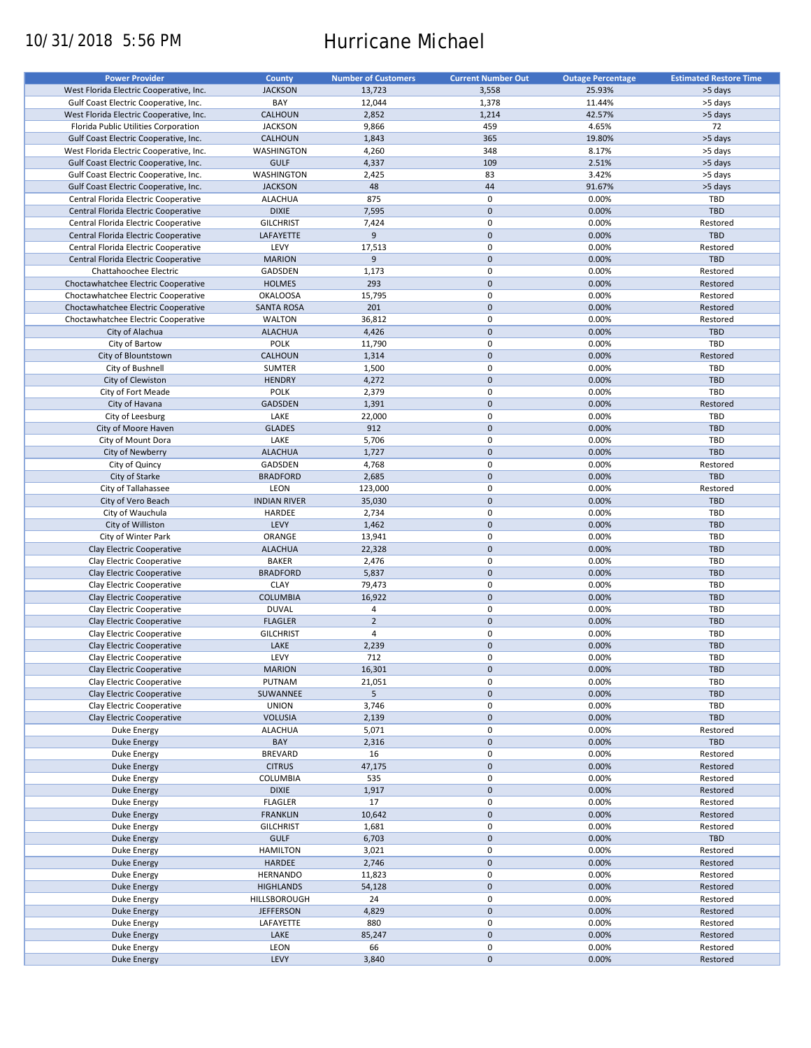10/31/2018 5:56 PM

# Hurricane Michael

| Power Provider | County | Number of Customers | Current Number Out | Outage Percentage | Estimated Restore Time |
|---|---|---|---|---|---|
| West Florida Electric Cooperative, Inc. | JACKSON | 13,723 | 3,558 | 25.93% | >5 days |
| Gulf Coast Electric Cooperative, Inc. | BAY | 12,044 | 1,378 | 11.44% | >5 days |
| West Florida Electric Cooperative, Inc. | CALHOUN | 2,852 | 1,214 | 42.57% | >5 days |
| Florida Public Utilities Corporation | JACKSON | 9,866 | 459 | 4.65% | 72 |
| Gulf Coast Electric Cooperative, Inc. | CALHOUN | 1,843 | 365 | 19.80% | >5 days |
| West Florida Electric Cooperative, Inc. | WASHINGTON | 4,260 | 348 | 8.17% | >5 days |
| Gulf Coast Electric Cooperative, Inc. | GULF | 4,337 | 109 | 2.51% | >5 days |
| Gulf Coast Electric Cooperative, Inc. | WASHINGTON | 2,425 | 83 | 3.42% | >5 days |
| Gulf Coast Electric Cooperative, Inc. | JACKSON | 48 | 44 | 91.67% | >5 days |
| Central Florida Electric Cooperative | ALACHUA | 875 | 0 | 0.00% | TBD |
| Central Florida Electric Cooperative | DIXIE | 7,595 | 0 | 0.00% | TBD |
| Central Florida Electric Cooperative | GILCHRIST | 7,424 | 0 | 0.00% | Restored |
| Central Florida Electric Cooperative | LAFAYETTE | 9 | 0 | 0.00% | TBD |
| Central Florida Electric Cooperative | LEVY | 17,513 | 0 | 0.00% | Restored |
| Central Florida Electric Cooperative | MARION | 9 | 0 | 0.00% | TBD |
| Chattahoochee Electric | GADSDEN | 1,173 | 0 | 0.00% | Restored |
| Choctawhatchee Electric Cooperative | HOLMES | 293 | 0 | 0.00% | Restored |
| Choctawhatchee Electric Cooperative | OKALOOSA | 15,795 | 0 | 0.00% | Restored |
| Choctawhatchee Electric Cooperative | SANTA ROSA | 201 | 0 | 0.00% | Restored |
| Choctawhatchee Electric Cooperative | WALTON | 36,812 | 0 | 0.00% | Restored |
| City of Alachua | ALACHUA | 4,426 | 0 | 0.00% | TBD |
| City of Bartow | POLK | 11,790 | 0 | 0.00% | TBD |
| City of Blountstown | CALHOUN | 1,314 | 0 | 0.00% | Restored |
| City of Bushnell | SUMTER | 1,500 | 0 | 0.00% | TBD |
| City of Clewiston | HENDRY | 4,272 | 0 | 0.00% | TBD |
| City of Fort Meade | POLK | 2,379 | 0 | 0.00% | TBD |
| City of Havana | GADSDEN | 1,391 | 0 | 0.00% | Restored |
| City of Leesburg | LAKE | 22,000 | 0 | 0.00% | TBD |
| City of Moore Haven | GLADES | 912 | 0 | 0.00% | TBD |
| City of Mount Dora | LAKE | 5,706 | 0 | 0.00% | TBD |
| City of Newberry | ALACHUA | 1,727 | 0 | 0.00% | TBD |
| City of Quincy | GADSDEN | 4,768 | 0 | 0.00% | Restored |
| City of Starke | BRADFORD | 2,685 | 0 | 0.00% | TBD |
| City of Tallahassee | LEON | 123,000 | 0 | 0.00% | Restored |
| City of Vero Beach | INDIAN RIVER | 35,030 | 0 | 0.00% | TBD |
| City of Wauchula | HARDEE | 2,734 | 0 | 0.00% | TBD |
| City of Williston | LEVY | 1,462 | 0 | 0.00% | TBD |
| City of Winter Park | ORANGE | 13,941 | 0 | 0.00% | TBD |
| Clay Electric Cooperative | ALACHUA | 22,328 | 0 | 0.00% | TBD |
| Clay Electric Cooperative | BAKER | 2,476 | 0 | 0.00% | TBD |
| Clay Electric Cooperative | BRADFORD | 5,837 | 0 | 0.00% | TBD |
| Clay Electric Cooperative | CLAY | 79,473 | 0 | 0.00% | TBD |
| Clay Electric Cooperative | COLUMBIA | 16,922 | 0 | 0.00% | TBD |
| Clay Electric Cooperative | DUVAL | 4 | 0 | 0.00% | TBD |
| Clay Electric Cooperative | FLAGLER | 2 | 0 | 0.00% | TBD |
| Clay Electric Cooperative | GILCHRIST | 4 | 0 | 0.00% | TBD |
| Clay Electric Cooperative | LAKE | 2,239 | 0 | 0.00% | TBD |
| Clay Electric Cooperative | LEVY | 712 | 0 | 0.00% | TBD |
| Clay Electric Cooperative | MARION | 16,301 | 0 | 0.00% | TBD |
| Clay Electric Cooperative | PUTNAM | 21,051 | 0 | 0.00% | TBD |
| Clay Electric Cooperative | SUWANNEE | 5 | 0 | 0.00% | TBD |
| Clay Electric Cooperative | UNION | 3,746 | 0 | 0.00% | TBD |
| Clay Electric Cooperative | VOLUSIA | 2,139 | 0 | 0.00% | TBD |
| Duke Energy | ALACHUA | 5,071 | 0 | 0.00% | Restored |
| Duke Energy | BAY | 2,316 | 0 | 0.00% | TBD |
| Duke Energy | BREVARD | 16 | 0 | 0.00% | Restored |
| Duke Energy | CITRUS | 47,175 | 0 | 0.00% | Restored |
| Duke Energy | COLUMBIA | 535 | 0 | 0.00% | Restored |
| Duke Energy | DIXIE | 1,917 | 0 | 0.00% | Restored |
| Duke Energy | FLAGLER | 17 | 0 | 0.00% | Restored |
| Duke Energy | FRANKLIN | 10,642 | 0 | 0.00% | Restored |
| Duke Energy | GILCHRIST | 1,681 | 0 | 0.00% | Restored |
| Duke Energy | GULF | 6,703 | 0 | 0.00% | TBD |
| Duke Energy | HAMILTON | 3,021 | 0 | 0.00% | Restored |
| Duke Energy | HARDEE | 2,746 | 0 | 0.00% | Restored |
| Duke Energy | HERNANDO | 11,823 | 0 | 0.00% | Restored |
| Duke Energy | HIGHLANDS | 54,128 | 0 | 0.00% | Restored |
| Duke Energy | HILLSBOROUGH | 24 | 0 | 0.00% | Restored |
| Duke Energy | JEFFERSON | 4,829 | 0 | 0.00% | Restored |
| Duke Energy | LAFAYETTE | 880 | 0 | 0.00% | Restored |
| Duke Energy | LAKE | 85,247 | 0 | 0.00% | Restored |
| Duke Energy | LEON | 66 | 0 | 0.00% | Restored |
| Duke Energy | LEVY | 3,840 | 0 | 0.00% | Restored |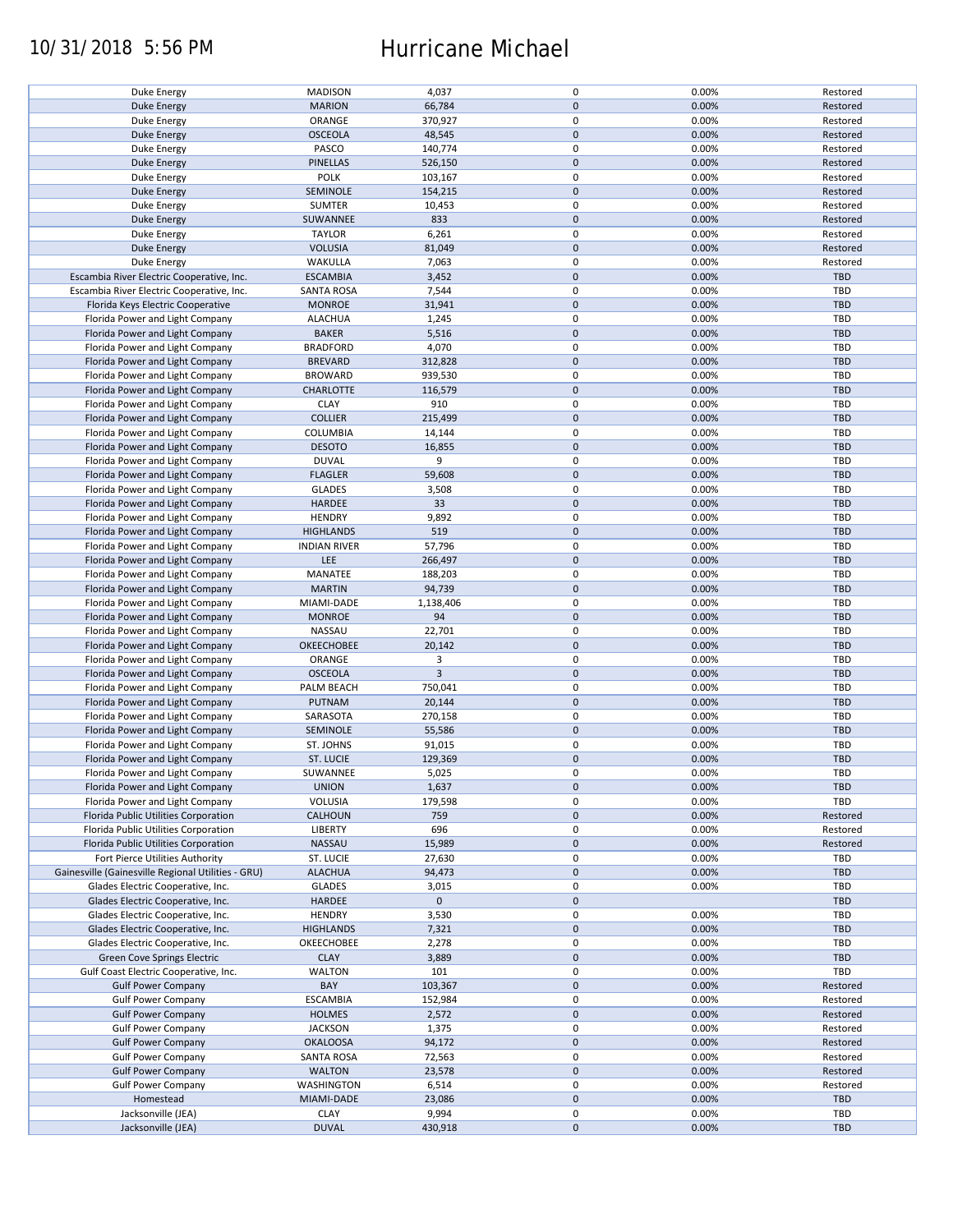| Duke Energy | MADISON | 4,037 | 0 | 0.00% | Restored |
|---|---|---|---|---|---|
| Duke Energy | MARION | 66,784 | 0 | 0.00% | Restored |
| Duke Energy | ORANGE | 370,927 | 0 | 0.00% | Restored |
| Duke Energy | OSCEOLA | 48,545 | 0 | 0.00% | Restored |
| Duke Energy | PASCO | 140,774 | 0 | 0.00% | Restored |
| Duke Energy | PINELLAS | 526,150 | 0 | 0.00% | Restored |
| Duke Energy | POLK | 103,167 | 0 | 0.00% | Restored |
| Duke Energy | SEMINOLE | 154,215 | 0 | 0.00% | Restored |
| Duke Energy | SUMTER | 10,453 | 0 | 0.00% | Restored |
| Duke Energy | SUWANNEE | 833 | 0 | 0.00% | Restored |
| Duke Energy | TAYLOR | 6,261 | 0 | 0.00% | Restored |
| Duke Energy | VOLUSIA | 81,049 | 0 | 0.00% | Restored |
| Duke Energy | WAKULLA | 7,063 | 0 | 0.00% | Restored |
| Escambia River Electric Cooperative, Inc. | ESCAMBIA | 3,452 | 0 | 0.00% | TBD |
| Escambia River Electric Cooperative, Inc. | SANTA ROSA | 7,544 | 0 | 0.00% | TBD |
| Florida Keys Electric Cooperative | MONROE | 31,941 | 0 | 0.00% | TBD |
| Florida Power and Light Company | ALACHUA | 1,245 | 0 | 0.00% | TBD |
| Florida Power and Light Company | BAKER | 5,516 | 0 | 0.00% | TBD |
| Florida Power and Light Company | BRADFORD | 4,070 | 0 | 0.00% | TBD |
| Florida Power and Light Company | BREVARD | 312,828 | 0 | 0.00% | TBD |
| Florida Power and Light Company | BROWARD | 939,530 | 0 | 0.00% | TBD |
| Florida Power and Light Company | CHARLOTTE | 116,579 | 0 | 0.00% | TBD |
| Florida Power and Light Company | CLAY | 910 | 0 | 0.00% | TBD |
| Florida Power and Light Company | COLLIER | 215,499 | 0 | 0.00% | TBD |
| Florida Power and Light Company | COLUMBIA | 14,144 | 0 | 0.00% | TBD |
| Florida Power and Light Company | DESOTO | 16,855 | 0 | 0.00% | TBD |
| Florida Power and Light Company | DUVAL | 9 | 0 | 0.00% | TBD |
| Florida Power and Light Company | FLAGLER | 59,608 | 0 | 0.00% | TBD |
| Florida Power and Light Company | GLADES | 3,508 | 0 | 0.00% | TBD |
| Florida Power and Light Company | HARDEE | 33 | 0 | 0.00% | TBD |
| Florida Power and Light Company | HENDRY | 9,892 | 0 | 0.00% | TBD |
| Florida Power and Light Company | HIGHLANDS | 519 | 0 | 0.00% | TBD |
| Florida Power and Light Company | INDIAN RIVER | 57,796 | 0 | 0.00% | TBD |
| Florida Power and Light Company | LEE | 266,497 | 0 | 0.00% | TBD |
| Florida Power and Light Company | MANATEE | 188,203 | 0 | 0.00% | TBD |
| Florida Power and Light Company | MARTIN | 94,739 | 0 | 0.00% | TBD |
| Florida Power and Light Company | MIAMI-DADE | 1,138,406 | 0 | 0.00% | TBD |
| Florida Power and Light Company | MONROE | 94 | 0 | 0.00% | TBD |
| Florida Power and Light Company | NASSAU | 22,701 | 0 | 0.00% | TBD |
| Florida Power and Light Company | OKEECHOBEE | 20,142 | 0 | 0.00% | TBD |
| Florida Power and Light Company | ORANGE | 3 | 0 | 0.00% | TBD |
| Florida Power and Light Company | OSCEOLA | 3 | 0 | 0.00% | TBD |
| Florida Power and Light Company | PALM BEACH | 750,041 | 0 | 0.00% | TBD |
| Florida Power and Light Company | PUTNAM | 20,144 | 0 | 0.00% | TBD |
| Florida Power and Light Company | SARASOTA | 270,158 | 0 | 0.00% | TBD |
| Florida Power and Light Company | SEMINOLE | 55,586 | 0 | 0.00% | TBD |
| Florida Power and Light Company | ST. JOHNS | 91,015 | 0 | 0.00% | TBD |
| Florida Power and Light Company | ST. LUCIE | 129,369 | 0 | 0.00% | TBD |
| Florida Power and Light Company | SUWANNEE | 5,025 | 0 | 0.00% | TBD |
| Florida Power and Light Company | UNION | 1,637 | 0 | 0.00% | TBD |
| Florida Power and Light Company | VOLUSIA | 179,598 | 0 | 0.00% | TBD |
| Florida Public Utilities Corporation | CALHOUN | 759 | 0 | 0.00% | Restored |
| Florida Public Utilities Corporation | LIBERTY | 696 | 0 | 0.00% | Restored |
| Florida Public Utilities Corporation | NASSAU | 15,989 | 0 | 0.00% | Restored |
| Fort Pierce Utilities Authority | ST. LUCIE | 27,630 | 0 | 0.00% | TBD |
| Gainesville (Gainesville Regional Utilities - GRU) | ALACHUA | 94,473 | 0 | 0.00% | TBD |
| Glades Electric Cooperative, Inc. | GLADES | 3,015 | 0 | 0.00% | TBD |
| Glades Electric Cooperative, Inc. | HARDEE | 0 | 0 | | TBD |
| Glades Electric Cooperative, Inc. | HENDRY | 3,530 | 0 | 0.00% | TBD |
| Glades Electric Cooperative, Inc. | HIGHLANDS | 7,321 | 0 | 0.00% | TBD |
| Glades Electric Cooperative, Inc. | OKEECHOBEE | 2,278 | 0 | 0.00% | TBD |
| Green Cove Springs Electric | CLAY | 3,889 | 0 | 0.00% | TBD |
| Gulf Coast Electric Cooperative, Inc. | WALTON | 101 | 0 | 0.00% | TBD |
| Gulf Power Company | BAY | 103,367 | 0 | 0.00% | Restored |
| Gulf Power Company | ESCAMBIA | 152,984 | 0 | 0.00% | Restored |
| Gulf Power Company | HOLMES | 2,572 | 0 | 0.00% | Restored |
| Gulf Power Company | JACKSON | 1,375 | 0 | 0.00% | Restored |
| Gulf Power Company | OKALOOSA | 94,172 | 0 | 0.00% | Restored |
| Gulf Power Company | SANTA ROSA | 72,563 | 0 | 0.00% | Restored |
| Gulf Power Company | WALTON | 23,578 | 0 | 0.00% | Restored |
| Gulf Power Company | WASHINGTON | 6,514 | 0 | 0.00% | Restored |
| Homestead | MIAMI-DADE | 23,086 | 0 | 0.00% | TBD |
| Jacksonville (JEA) | CLAY | 9,994 | 0 | 0.00% | TBD |
| Jacksonville (JEA) | DUVAL | 430,918 | 0 | 0.00% | TBD |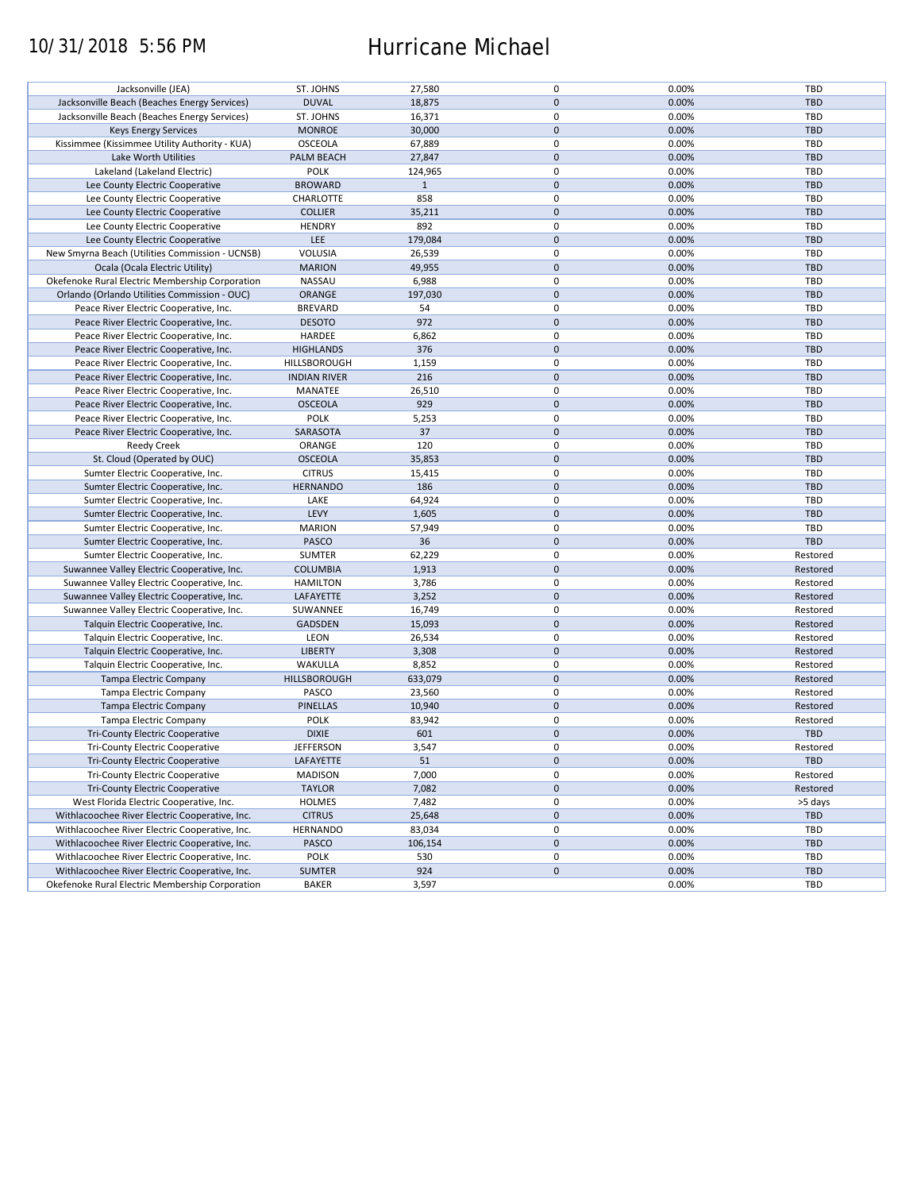| | | | | | |
|---|---|---|---|---|---|
| Jacksonville (JEA) | ST. JOHNS | 27,580 | 0 | 0.00% | TBD |
| Jacksonville Beach (Beaches Energy Services) | DUVAL | 18,875 | 0 | 0.00% | TBD |
| Jacksonville Beach (Beaches Energy Services) | ST. JOHNS | 16,371 | 0 | 0.00% | TBD |
| Keys Energy Services | MONROE | 30,000 | 0 | 0.00% | TBD |
| Kissimmee (Kissimmee Utility Authority - KUA) | OSCEOLA | 67,889 | 0 | 0.00% | TBD |
| Lake Worth Utilities | PALM BEACH | 27,847 | 0 | 0.00% | TBD |
| Lakeland (Lakeland Electric) | POLK | 124,965 | 0 | 0.00% | TBD |
| Lee County Electric Cooperative | BROWARD | 1 | 0 | 0.00% | TBD |
| Lee County Electric Cooperative | CHARLOTTE | 858 | 0 | 0.00% | TBD |
| Lee County Electric Cooperative | COLLIER | 35,211 | 0 | 0.00% | TBD |
| Lee County Electric Cooperative | HENDRY | 892 | 0 | 0.00% | TBD |
| Lee County Electric Cooperative | LEE | 179,084 | 0 | 0.00% | TBD |
| New Smyrna Beach (Utilities Commission - UCNSB) | VOLUSIA | 26,539 | 0 | 0.00% | TBD |
| Ocala (Ocala Electric Utility) | MARION | 49,955 | 0 | 0.00% | TBD |
| Okefenoke Rural Electric Membership Corporation | NASSAU | 6,988 | 0 | 0.00% | TBD |
| Orlando (Orlando Utilities Commission - OUC) | ORANGE | 197,030 | 0 | 0.00% | TBD |
| Peace River Electric Cooperative, Inc. | BREVARD | 54 | 0 | 0.00% | TBD |
| Peace River Electric Cooperative, Inc. | DESOTO | 972 | 0 | 0.00% | TBD |
| Peace River Electric Cooperative, Inc. | HARDEE | 6,862 | 0 | 0.00% | TBD |
| Peace River Electric Cooperative, Inc. | HIGHLANDS | 376 | 0 | 0.00% | TBD |
| Peace River Electric Cooperative, Inc. | HILLSBOROUGH | 1,159 | 0 | 0.00% | TBD |
| Peace River Electric Cooperative, Inc. | INDIAN RIVER | 216 | 0 | 0.00% | TBD |
| Peace River Electric Cooperative, Inc. | MANATEE | 26,510 | 0 | 0.00% | TBD |
| Peace River Electric Cooperative, Inc. | OSCEOLA | 929 | 0 | 0.00% | TBD |
| Peace River Electric Cooperative, Inc. | POLK | 5,253 | 0 | 0.00% | TBD |
| Peace River Electric Cooperative, Inc. | SARASOTA | 37 | 0 | 0.00% | TBD |
| Reedy Creek | ORANGE | 120 | 0 | 0.00% | TBD |
| St. Cloud (Operated by OUC) | OSCEOLA | 35,853 | 0 | 0.00% | TBD |
| Sumter Electric Cooperative, Inc. | CITRUS | 15,415 | 0 | 0.00% | TBD |
| Sumter Electric Cooperative, Inc. | HERNANDO | 186 | 0 | 0.00% | TBD |
| Sumter Electric Cooperative, Inc. | LAKE | 64,924 | 0 | 0.00% | TBD |
| Sumter Electric Cooperative, Inc. | LEVY | 1,605 | 0 | 0.00% | TBD |
| Sumter Electric Cooperative, Inc. | MARION | 57,949 | 0 | 0.00% | TBD |
| Sumter Electric Cooperative, Inc. | PASCO | 36 | 0 | 0.00% | TBD |
| Sumter Electric Cooperative, Inc. | SUMTER | 62,229 | 0 | 0.00% | Restored |
| Suwannee Valley Electric Cooperative, Inc. | COLUMBIA | 1,913 | 0 | 0.00% | Restored |
| Suwannee Valley Electric Cooperative, Inc. | HAMILTON | 3,786 | 0 | 0.00% | Restored |
| Suwannee Valley Electric Cooperative, Inc. | LAFAYETTE | 3,252 | 0 | 0.00% | Restored |
| Suwannee Valley Electric Cooperative, Inc. | SUWANNEE | 16,749 | 0 | 0.00% | Restored |
| Talquin Electric Cooperative, Inc. | GADSDEN | 15,093 | 0 | 0.00% | Restored |
| Talquin Electric Cooperative, Inc. | LEON | 26,534 | 0 | 0.00% | Restored |
| Talquin Electric Cooperative, Inc. | LIBERTY | 3,308 | 0 | 0.00% | Restored |
| Talquin Electric Cooperative, Inc. | WAKULLA | 8,852 | 0 | 0.00% | Restored |
| Tampa Electric Company | HILLSBOROUGH | 633,079 | 0 | 0.00% | Restored |
| Tampa Electric Company | PASCO | 23,560 | 0 | 0.00% | Restored |
| Tampa Electric Company | PINELLAS | 10,940 | 0 | 0.00% | Restored |
| Tampa Electric Company | POLK | 83,942 | 0 | 0.00% | Restored |
| Tri-County Electric Cooperative | DIXIE | 601 | 0 | 0.00% | TBD |
| Tri-County Electric Cooperative | JEFFERSON | 3,547 | 0 | 0.00% | Restored |
| Tri-County Electric Cooperative | LAFAYETTE | 51 | 0 | 0.00% | TBD |
| Tri-County Electric Cooperative | MADISON | 7,000 | 0 | 0.00% | Restored |
| Tri-County Electric Cooperative | TAYLOR | 7,082 | 0 | 0.00% | Restored |
| West Florida Electric Cooperative, Inc. | HOLMES | 7,482 | 0 | 0.00% | >5 days |
| Withlacoochee River Electric Cooperative, Inc. | CITRUS | 25,648 | 0 | 0.00% | TBD |
| Withlacoochee River Electric Cooperative, Inc. | HERNANDO | 83,034 | 0 | 0.00% | TBD |
| Withlacoochee River Electric Cooperative, Inc. | PASCO | 106,154 | 0 | 0.00% | TBD |
| Withlacoochee River Electric Cooperative, Inc. | POLK | 530 | 0 | 0.00% | TBD |
| Withlacoochee River Electric Cooperative, Inc. | SUMTER | 924 | 0 | 0.00% | TBD |
| Okefenoke Rural Electric Membership Corporation | BAKER | 3,597 | | 0.00% | TBD |